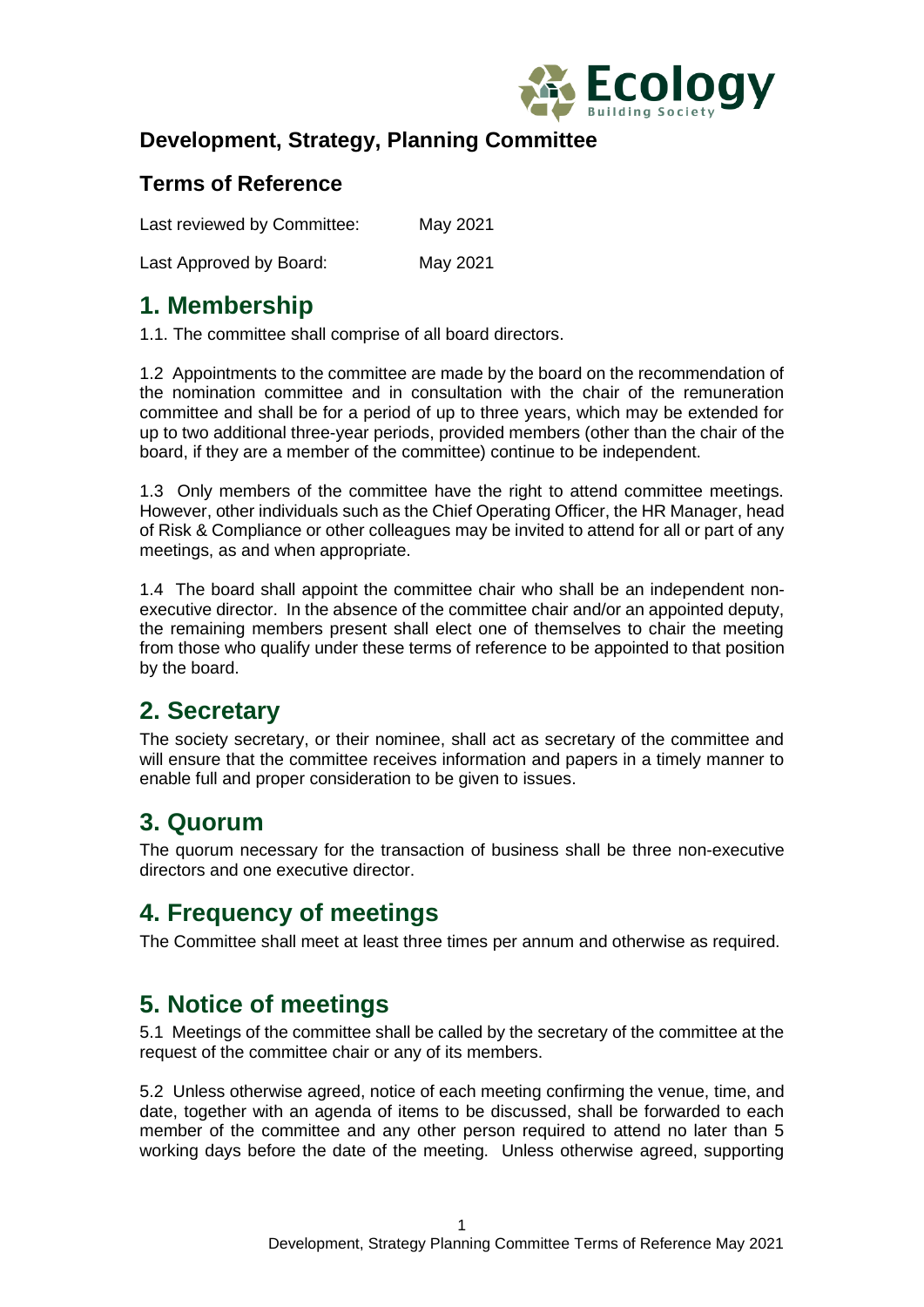## Development, Strategy, Planning Committee

## Terms of Reference

Last reviewed by Committee: May 2021

Last Approved by Board: May 2021

# 1. Membership

1.1. The committee shall comprise of all board directors.

1.2 Appointments to the committee are made by the board on the recommendation of the nomination committee and in consultation with the chair of the remuneration committee and shall be for a period of up to three years, which may be extended for up to two additional three-year periods, provided members (other than the chair of the board, if they are a member of the committee) continue to be independent.

1.3 Only members of the committee have the right to attend committee meetings. However, other individuals such as the Chief Operating Officer, the HR Manager, head of Risk & Compliance or other colleagues may be invited to attend for all or part of any meetings, as and when appropriate.

1.4 The board shall appoint the committee chair who shall be an independent non-executive director. In the absence of the committee chair and/or an appointed deputy, the remaining members present shall elect one of themselves to chair the meeting from those who qualify under these terms of reference to be appointed to that position by the board.

# 2. Secretary

The society secretary, or their nominee, shall act as secretary of the committee and will ensure that the committee receives information and papers in a timely manner to enable full and proper consideration to be given to issues.

# 3. Quorum

The quorum necessary for the transaction of business shall be three non-executive directors and one executive director.

# 4. Frequency of meetings

The Committee shall meet at least three times per annum and otherwise as required.

# 5. Notice of meetings

5.1 Meetings of the committee shall be called by the secretary of the committee at the request of the committee chair or any of its members.

5.2 Unless otherwise agreed, notice of each meeting confirming the venue, time, and date, together with an agenda of items to be discussed, shall be forwarded to each member of the committee and any other person required to attend no later than 5 working days before the date of the meeting. Unless otherwise agreed, supporting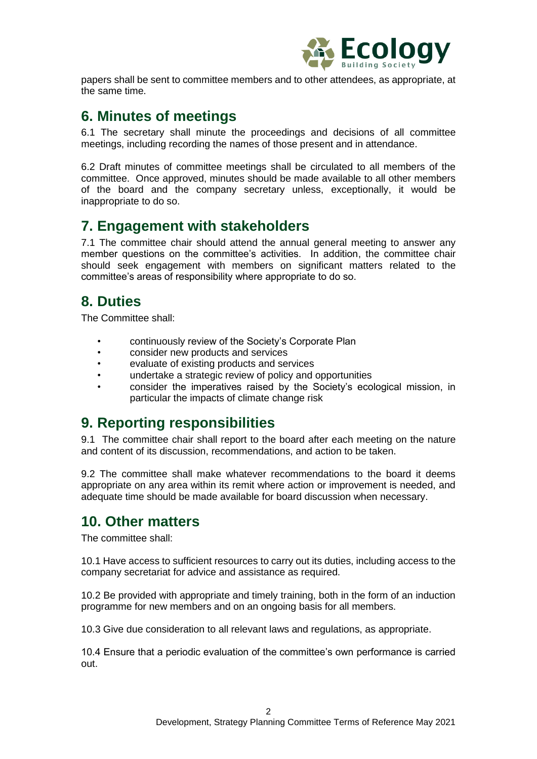papers shall be sent to committee members and to other attendees, as appropriate, at the same time.

## 6. Minutes of meetings

6.1 The secretary shall minute the proceedings and decisions of all committee meetings, including recording the names of those present and in attendance.

6.2 Draft minutes of committee meetings shall be circulated to all members of the committee. Once approved, minutes should be made available to all other members of the board and the company secretary unless, exceptionally, it would be inappropriate to do so.

## 7. Engagement with stakeholders

7.1 The committee chair should attend the annual general meeting to answer any member questions on the committee's activities. In addition, the committee chair should seek engagement with members on significant matters related to the committee's areas of responsibility where appropriate to do so.

## 8. Duties

The Committee shall:

- continuously review of the Society's Corporate Plan
- consider new products and services
- evaluate of existing products and services
- undertake a strategic review of policy and opportunities
- consider the imperatives raised by the Society's ecological mission, in particular the impacts of climate change risk

## 9. Reporting responsibilities

9.1 The committee chair shall report to the board after each meeting on the nature and content of its discussion, recommendations, and action to be taken.

9.2 The committee shall make whatever recommendations to the board it deems appropriate on any area within its remit where action or improvement is needed, and adequate time should be made available for board discussion when necessary.

## 10. Other matters

The committee shall:

10.1 Have access to sufficient resources to carry out its duties, including access to the company secretariat for advice and assistance as required.

10.2 Be provided with appropriate and timely training, both in the form of an induction programme for new members and on an ongoing basis for all members.

10.3 Give due consideration to all relevant laws and regulations, as appropriate.

10.4 Ensure that a periodic evaluation of the committee's own performance is carried out.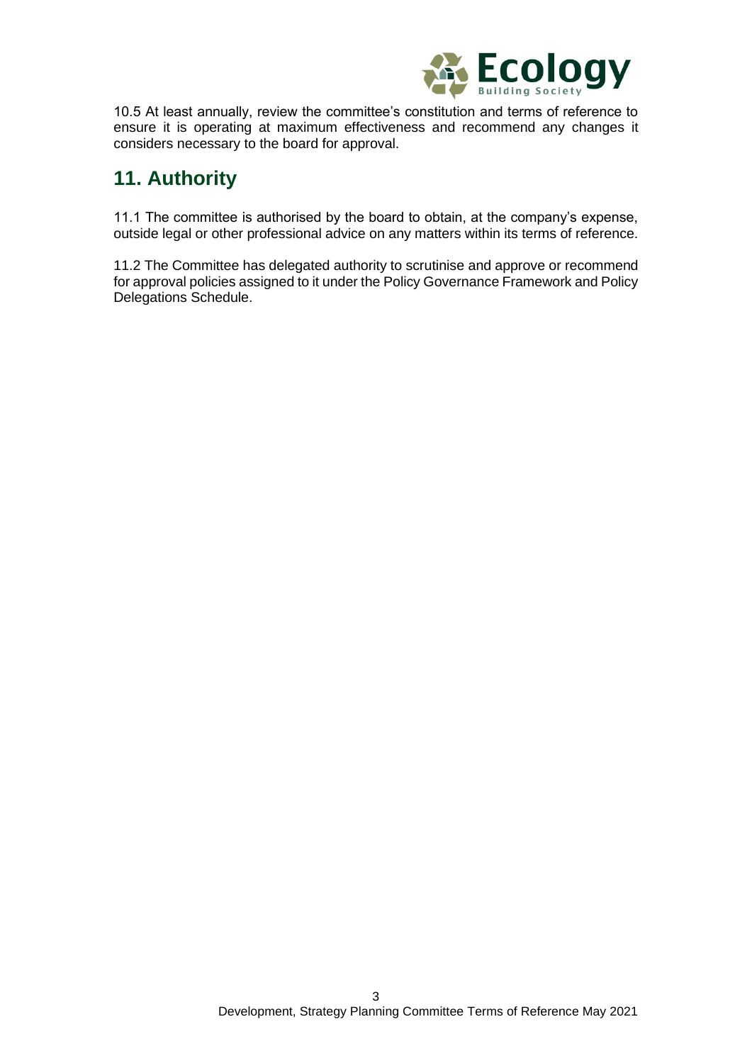10.5 At least annually, review the committee's constitution and terms of reference to ensure it is operating at maximum effectiveness and recommend any changes it considers necessary to the board for approval.

## 11. Authority

11.1 The committee is authorised by the board to obtain, at the company's expense, outside legal or other professional advice on any matters within its terms of reference.

11.2 The Committee has delegated authority to scrutinise and approve or recommend for approval policies assigned to it under the Policy Governance Framework and Policy Delegations Schedule.